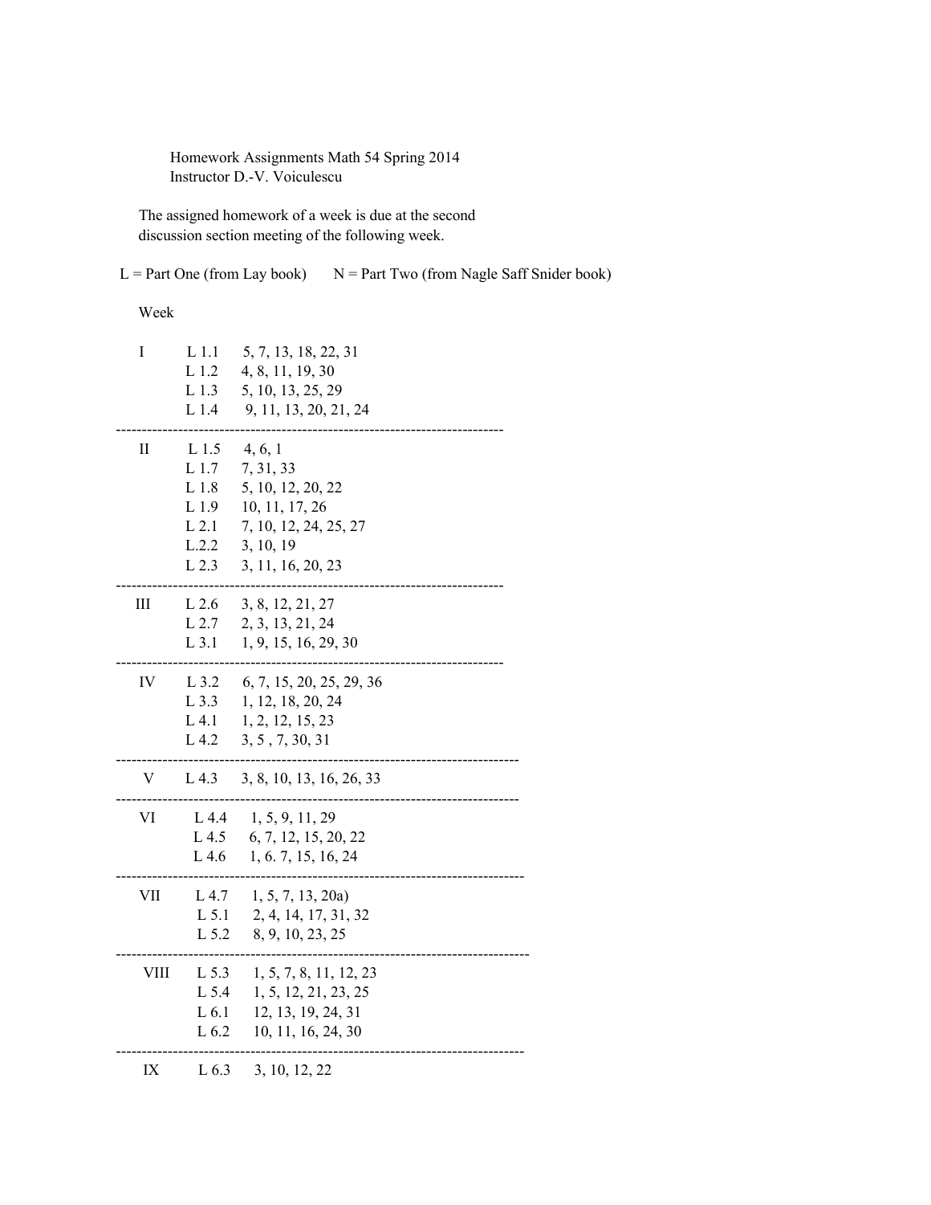Homework Assignments Math 54 Spring 2014
Instructor D.-V. Voiculescu

The assigned homework of a week is due at the second discussion section meeting of the following week.

L = Part One (from Lay book)  N = Part Two (from Nagle Saff Snider book)

| Week | Section | Problems |
| --- | --- | --- |
| I | L 1.1 | 5, 7, 13, 18, 22, 31 |
| | L 1.2 | 4, 8, 11, 19, 30 |
| | L 1.3 | 5, 10, 13, 25, 29 |
| | L 1.4 | 9, 11, 13, 20, 21, 24 |
| II | L 1.5 | 4, 6, 1 |
| | L 1.7 | 7, 31, 33 |
| | L 1.8 | 5, 10, 12, 20, 22 |
| | L 1.9 | 10, 11, 17, 26 |
| | L 2.1 | 7, 10, 12, 24, 25, 27 |
| | L.2.2 | 3, 10, 19 |
| | L 2.3 | 3, 11, 16, 20, 23 |
| III | L 2.6 | 3, 8, 12, 21, 27 |
| | L 2.7 | 2, 3, 13, 21, 24 |
| | L 3.1 | 1, 9, 15, 16, 29, 30 |
| IV | L 3.2 | 6, 7, 15, 20, 25, 29, 36 |
| | L 3.3 | 1, 12, 18, 20, 24 |
| | L 4.1 | 1, 2, 12, 15, 23 |
| | L 4.2 | 3, 5 , 7, 30, 31 |
| V | L 4.3 | 3, 8, 10, 13, 16, 26, 33 |
| VI | L 4.4 | 1, 5, 9, 11, 29 |
| | L 4.5 | 6, 7, 12, 15, 20, 22 |
| | L 4.6 | 1, 6. 7, 15, 16, 24 |
| VII | L 4.7 | 1, 5, 7, 13, 20a) |
| | L 5.1 | 2, 4, 14, 17, 31, 32 |
| | L 5.2 | 8, 9, 10, 23, 25 |
| VIII | L 5.3 | 1, 5, 7, 8, 11, 12, 23 |
| | L 5.4 | 1, 5, 12, 21, 23, 25 |
| | L 6.1 | 12, 13, 19, 24, 31 |
| | L 6.2 | 10, 11, 16, 24, 30 |
| IX | L 6.3 | 3, 10, 12, 22 |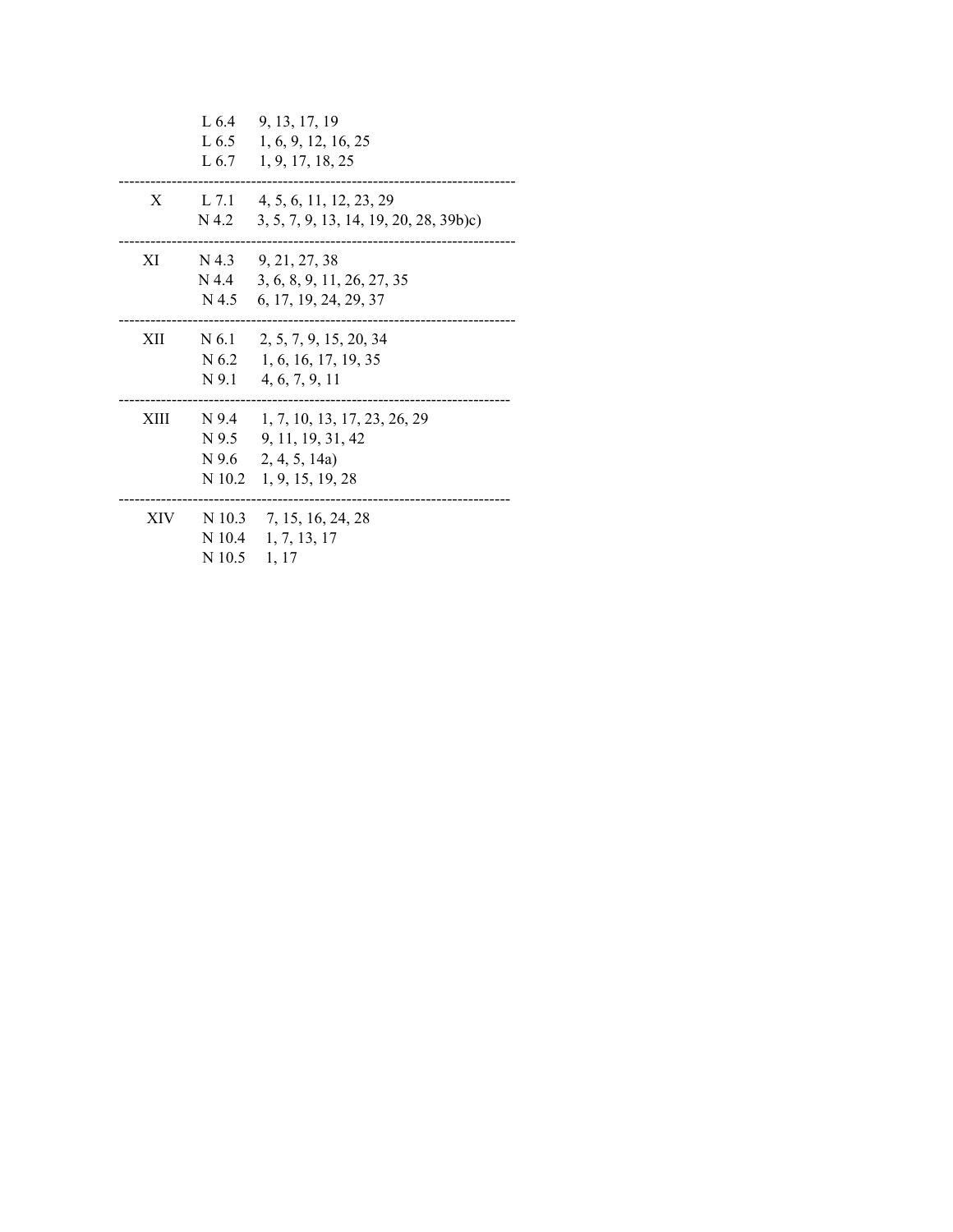| | | |
|---|---|---|
| | L 6.4 | 9, 13, 17, 19 |
| | L 6.5 | 1, 6, 9, 12, 16, 25 |
| | L 6.7 | 1, 9, 17, 18, 25 |
| X | L 7.1 | 4, 5, 6, 11, 12, 23, 29 |
| | N 4.2 | 3, 5, 7, 9, 13, 14, 19, 20, 28, 39b)c) |
| XI | N 4.3 | 9, 21, 27, 38 |
| | N 4.4 | 3, 6, 8, 9, 11, 26, 27, 35 |
| | N 4.5 | 6, 17, 19, 24, 29, 37 |
| XII | N 6.1 | 2, 5, 7, 9, 15, 20, 34 |
| | N 6.2 | 1, 6, 16, 17, 19, 35 |
| | N 9.1 | 4, 6, 7, 9, 11 |
| XIII | N 9.4 | 1, 7, 10, 13, 17, 23, 26, 29 |
| | N 9.5 | 9, 11, 19, 31, 42 |
| | N 9.6 | 2, 4, 5, 14a) |
| | N 10.2 | 1, 9, 15, 19, 28 |
| XIV | N 10.3 | 7, 15, 16, 24, 28 |
| | N 10.4 | 1, 7, 13, 17 |
| | N 10.5 | 1, 17 |